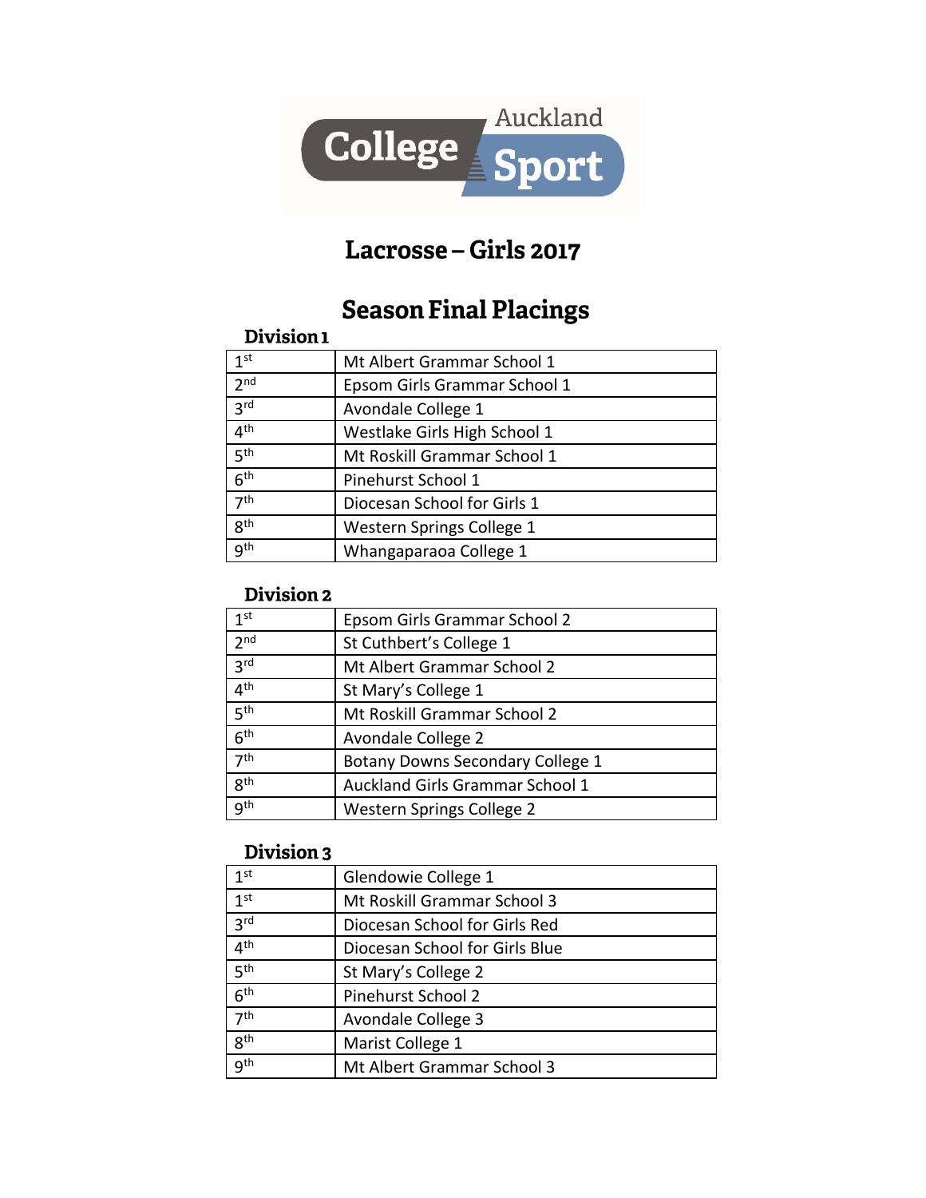Auckland College Sport

# Lacrosse – Girls 2017

## Season Final Placings

### Division 1

| | |
|---|---|
| 1st | Mt Albert Grammar School 1 |
| 2nd | Epsom Girls Grammar School 1 |
| 3rd | Avondale College 1 |
| 4th | Westlake Girls High School 1 |
| 5th | Mt Roskill Grammar School 1 |
| 6th | Pinehurst School 1 |
| 7th | Diocesan School for Girls 1 |
| 8th | Western Springs College 1 |
| 9th | Whangaparaoa College 1 |

### Division 2

| | |
|---|---|
| 1st | Epsom Girls Grammar School 2 |
| 2nd | St Cuthbert's College 1 |
| 3rd | Mt Albert Grammar School 2 |
| 4th | St Mary's College 1 |
| 5th | Mt Roskill Grammar School 2 |
| 6th | Avondale College 2 |
| 7th | Botany Downs Secondary College 1 |
| 8th | Auckland Girls Grammar School 1 |
| 9th | Western Springs College 2 |

### Division 3

| | |
|---|---|
| 1st | Glendowie College 1 |
| 1st | Mt Roskill Grammar School 3 |
| 3rd | Diocesan School for Girls Red |
| 4th | Diocesan School for Girls Blue |
| 5th | St Mary's College 2 |
| 6th | Pinehurst School 2 |
| 7th | Avondale College 3 |
| 8th | Marist College 1 |
| 9th | Mt Albert Grammar School 3 |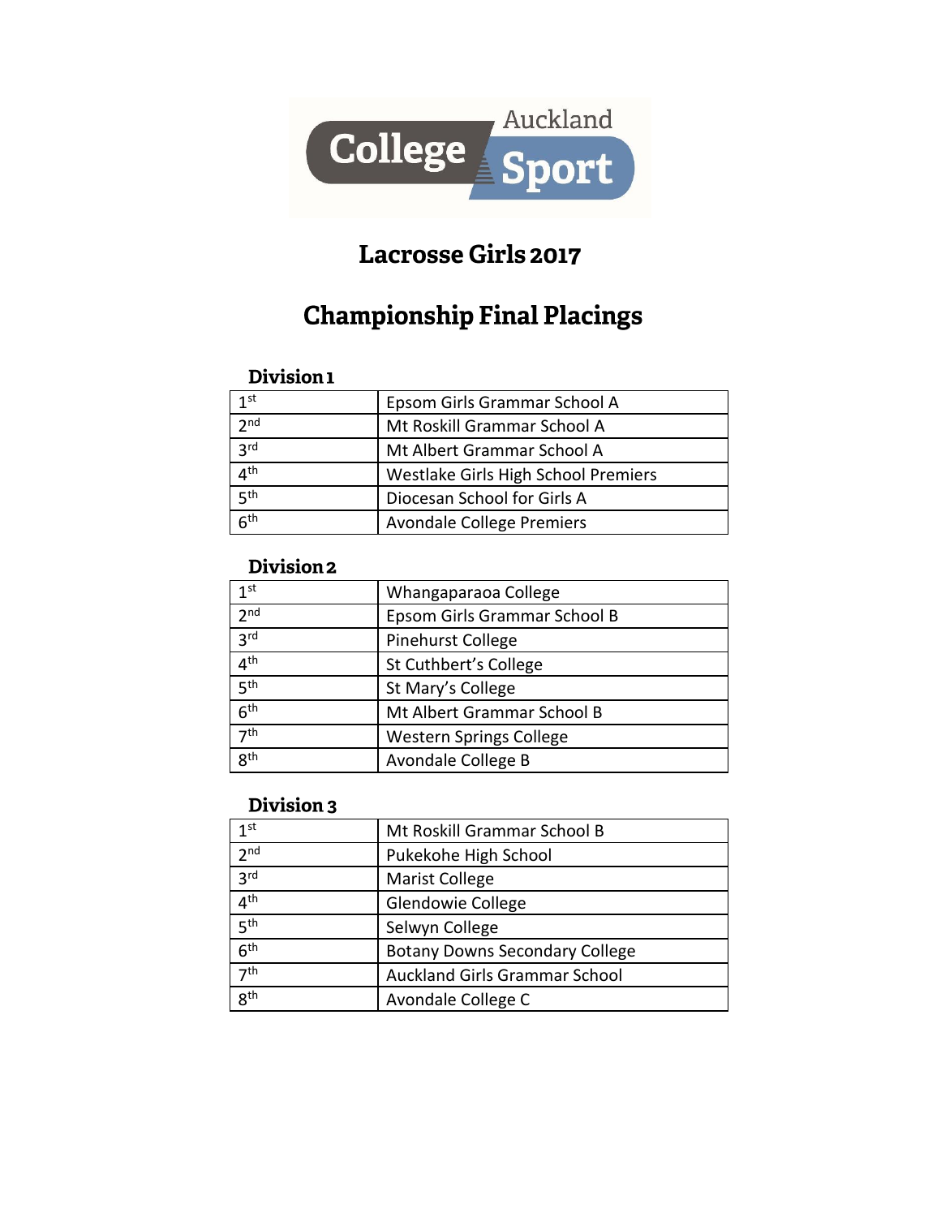Auckland College Sport

# Lacrosse Girls 2017

# Championship Final Placings

### Division 1

| | |
|---|---|
| 1st | Epsom Girls Grammar School A |
| 2nd | Mt Roskill Grammar School A |
| 3rd | Mt Albert Grammar School A |
| 4th | Westlake Girls High School Premiers |
| 5th | Diocesan School for Girls A |
| 6th | Avondale College Premiers |

### Division 2

| | |
|---|---|
| 1st | Whangaparaoa College |
| 2nd | Epsom Girls Grammar School B |
| 3rd | Pinehurst College |
| 4th | St Cuthbert's College |
| 5th | St Mary's College |
| 6th | Mt Albert Grammar School B |
| 7th | Western Springs College |
| 8th | Avondale College B |

### Division 3

| | |
|---|---|
| 1st | Mt Roskill Grammar School B |
| 2nd | Pukekohe High School |
| 3rd | Marist College |
| 4th | Glendowie College |
| 5th | Selwyn College |
| 6th | Botany Downs Secondary College |
| 7th | Auckland Girls Grammar School |
| 8th | Avondale College C |